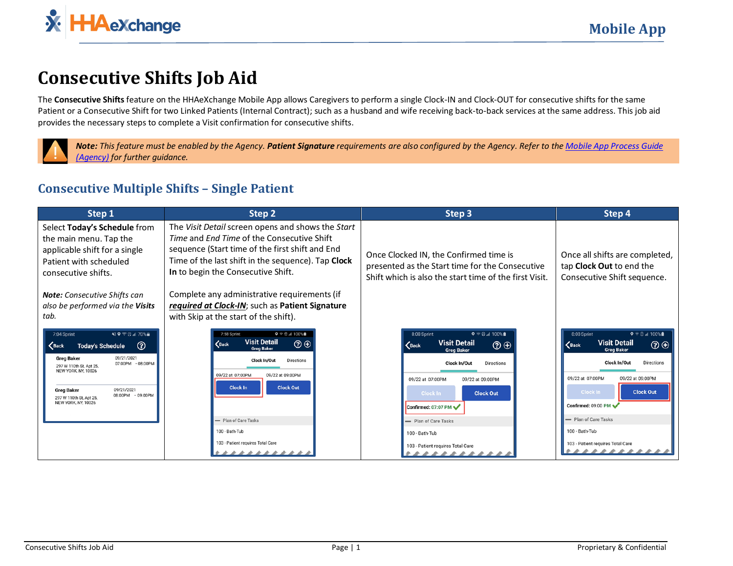# Consecutive Shifts Job Aid

The **Consecutive Shifts** feature on the HHAeXchange Mobile App allows Caregivers to perform a single Clock-IN and Clock-OUT for consecutive shifts for the same Patient or a Consecutive Shift for two Linked Patients (Internal Contract); such as a husband and wife receiving back-to-back services at the same address. This job aid provides the necessary steps to complete a Visit confirmation for consecutive shifts.

> ***Note:*** *This feature must be enabled by the Agency.* ***Patient Signature*** *requirements are also configured by the Agency. Refer to the* *[Mobile App Process Guide (Agency)]* *for further guidance.*

## Consecutive Multiple Shifts – Single Patient

| Step 1 | Step 2 | Step 3 | Step 4 |
| --- | --- | --- | --- |
| Select **Today's Schedule** from the main menu. Tap the applicable shift for a single Patient with scheduled consecutive shifts.<br><br>***Note:*** *Consecutive Shifts can also be performed via the* ***Visits*** *tab.* | The *Visit Detail* screen opens and shows the *Start Time* and *End Time* of the Consecutive Shift sequence (Start time of the first shift and End Time of the last shift in the sequence). Tap **Clock In** to begin the Consecutive Shift.<br><br>Complete any administrative requirements (if ***required at Clock-IN***; such as **Patient Signature** with Skip at the start of the shift). | Once Clocked IN, the Confirmed time is presented as the Start time for the Consecutive Shift which is also the start time of the first Visit. | Once all shifts are completed, tap **Clock Out** to end the Consecutive Shift sequence. |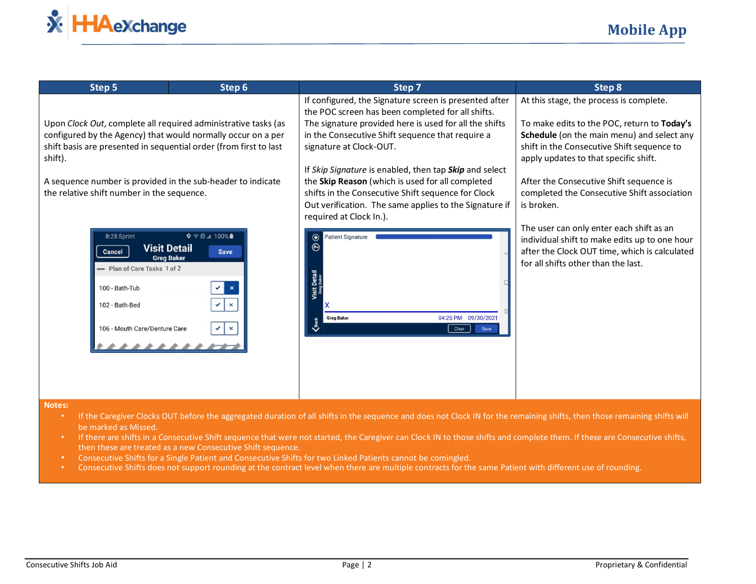| Step 5 | Step 6 | Step 7 | Step 8 |
| --- | --- | --- | --- |
| Upon *Clock Out*, complete all required administrative tasks (as configured by the Agency) that would normally occur on a per shift basis are presented in sequential order (from first to last shift).<br><br>A sequence number is provided in the sub-header to indicate the relative shift number in the sequence. | | If configured, the Signature screen is presented after the POC screen has been completed for all shifts. The signature provided here is used for all the shifts in the Consecutive Shift sequence that require a signature at Clock-OUT.<br><br>If *Skip Signature* is enabled, then tap ***Skip*** and select the **Skip Reason** (which is used for all completed shifts in the Consecutive Shift sequence for Clock Out verification. The same applies to the Signature if required at Clock In.). | At this stage, the process is complete.<br><br>To make edits to the POC, return to **Today's Schedule** (on the main menu) and select any shift in the Consecutive Shift sequence to apply updates to that specific shift.<br><br>After the Consecutive Shift sequence is completed the Consecutive Shift association is broken.<br><br>The user can only enter each shift as an individual shift to make edits up to one hour after the Clock OUT time, which is calculated for all shifts other than the last. |

**Notes:**

- If the Caregiver Clocks OUT before the aggregated duration of all shifts in the sequence and does not Clock IN for the remaining shifts, then those remaining shifts will be marked as Missed.
- If there are shifts in a Consecutive Shift sequence that were not started, the Caregiver can Clock IN to those shifts and complete them. If these are Consecutive shifts, then these are treated as a new Consecutive Shift sequence.
- Consecutive Shifts for a Single Patient and Consecutive Shifts for two Linked Patients cannot be comingled.
- Consecutive Shifts does not support rounding at the contract level when there are multiple contracts for the same Patient with different use of rounding.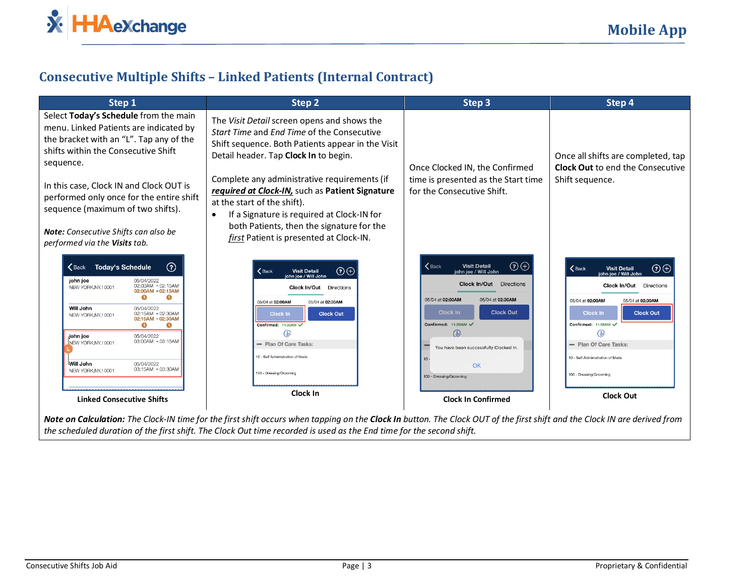## Consecutive Multiple Shifts – Linked Patients (Internal Contract)

| Step 1 | Step 2 | Step 3 | Step 4 |
|---|---|---|---|
| Select **Today's Schedule** from the main menu. Linked Patients are indicated by the bracket with an "L". Tap any of the shifts within the Consecutive Shift sequence.<br><br>In this case, Clock IN and Clock OUT is performed only once for the entire shift sequence (maximum of two shifts).<br><br>***Note:*** *Consecutive Shifts can also be performed via the **Visits** tab.* | The *Visit Detail* screen opens and shows the *Start Time* and *End Time* of the Consecutive Shift sequence. Both Patients appear in the Visit Detail header. Tap **Clock In** to begin.<br><br>Complete any administrative requirements (if ***required at Clock-IN,*** such as **Patient Signature** at the start of the shift).<br>• If a Signature is required at Clock-IN for both Patients, then the signature for the *first* Patient is presented at Clock-IN. | Once Clocked IN, the Confirmed time is presented as the Start time for the Consecutive Shift. | Once all shifts are completed, tap **Clock Out** to end the Consecutive Shift sequence. |
| **Linked Consecutive Shifts** | **Clock In** | **Clock In Confirmed** | **Clock Out** |

***Note on Calculation:*** *The Clock-IN time for the first shift occurs when tapping on the **Clock In** button. The Clock OUT of the first shift and the Clock IN are derived from the scheduled duration of the first shift. The Clock Out time recorded is used as the End time for the second shift.*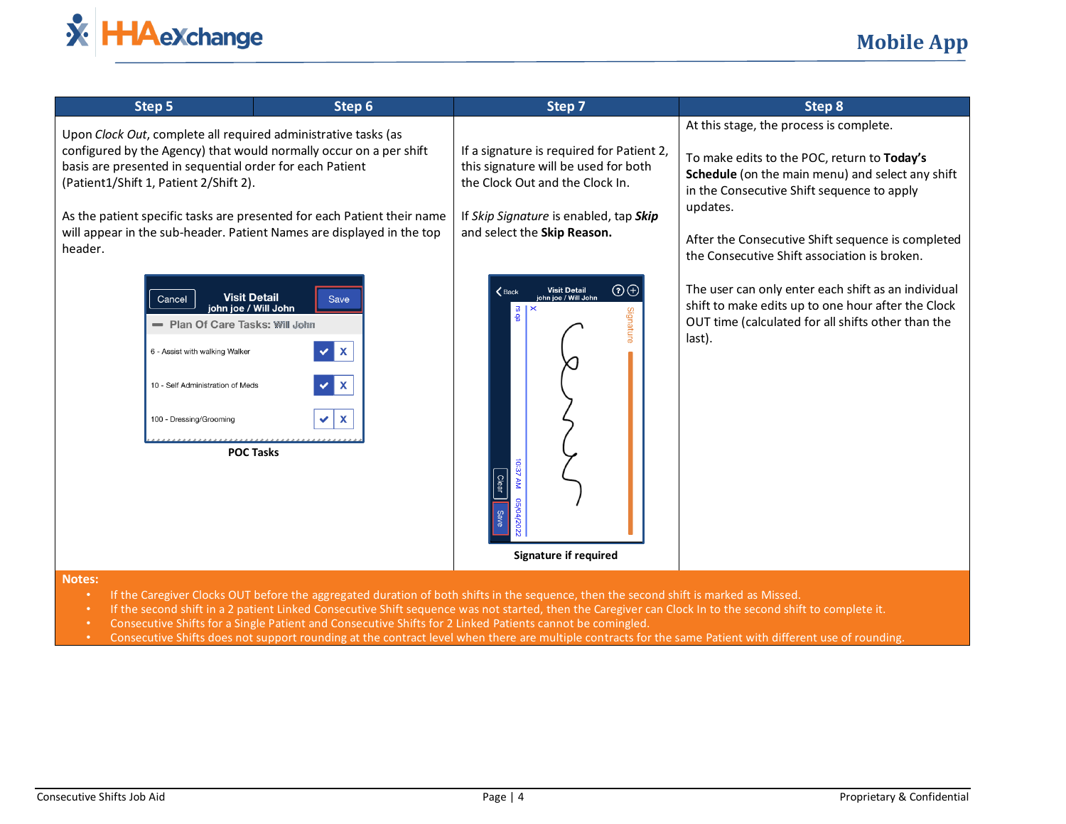| Step 5 | Step 6 | Step 7 | Step 8 |
|---|---|---|---|
| Upon *Clock Out*, complete all required administrative tasks (as configured by the Agency) that would normally occur on a per shift basis are presented in sequential order for each Patient (Patient1/Shift 1, Patient 2/Shift 2).<br><br>As the patient specific tasks are presented for each Patient their name will appear in the sub-header. Patient Names are displayed in the top header.<br><br>**POC Tasks** | | If a signature is required for Patient 2, this signature will be used for both the Clock Out and the Clock In.<br><br>If *Skip Signature* is enabled, tap ***Skip*** and select the **Skip Reason.**<br><br>**Signature if required** | At this stage, the process is complete.<br><br>To make edits to the POC, return to **Today's Schedule** (on the main menu) and select any shift in the Consecutive Shift sequence to apply updates.<br><br>After the Consecutive Shift sequence is completed the Consecutive Shift association is broken.<br><br>The user can only enter each shift as an individual shift to make edits up to one hour after the Clock OUT time (calculated for all shifts other than the last). |

**Notes:**

- If the Caregiver Clocks OUT before the aggregated duration of both shifts in the sequence, then the second shift is marked as Missed.
- If the second shift in a 2 patient Linked Consecutive Shift sequence was not started, then the Caregiver can Clock In to the second shift to complete it.
- Consecutive Shifts for a Single Patient and Consecutive Shifts for 2 Linked Patients cannot be comingled.
- Consecutive Shifts does not support rounding at the contract level when there are multiple contracts for the same Patient with different use of rounding.